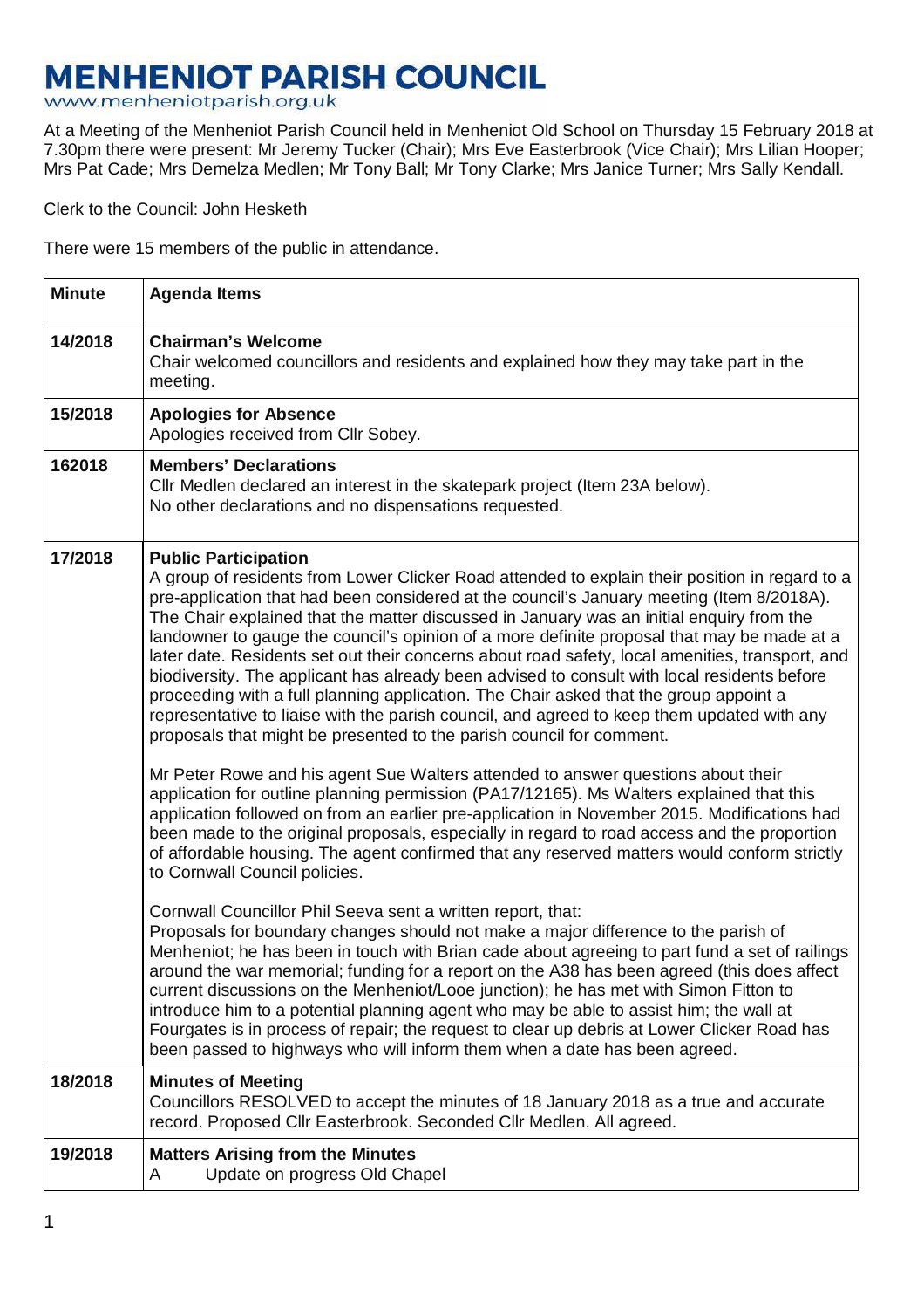# MENHENIOT PARISH COUNCIL

www.menheniotparish.org.uk

At a Meeting of the Menheniot Parish Council held in Menheniot Old School on Thursday 15 February 2018 at 7.30pm there were present: Mr Jeremy Tucker (Chair); Mrs Eve Easterbrook (Vice Chair); Mrs Lilian Hooper; Mrs Pat Cade; Mrs Demelza Medlen; Mr Tony Ball; Mr Tony Clarke; Mrs Janice Turner; Mrs Sally Kendall.

Clerk to the Council: John Hesketh

There were 15 members of the public in attendance.

| Minute | Agenda Items |
|---|---|
| 14/2018 | **Chairman's Welcome**<br>Chair welcomed councillors and residents and explained how they may take part in the meeting. |
| 15/2018 | **Apologies for Absence**<br>Apologies received from Cllr Sobey. |
| 162018 | **Members' Declarations**<br>Cllr Medlen declared an interest in the skatepark project (Item 23A below).<br>No other declarations and no dispensations requested. |
| 17/2018 | **Public Participation**<br>A group of residents from Lower Clicker Road attended to explain their position in regard to a pre-application that had been considered at the council's January meeting (Item 8/2018A). The Chair explained that the matter discussed in January was an initial enquiry from the landowner to gauge the council's opinion of a more definite proposal that may be made at a later date. Residents set out their concerns about road safety, local amenities, transport, and biodiversity. The applicant has already been advised to consult with local residents before proceeding with a full planning application. The Chair asked that the group appoint a representative to liaise with the parish council, and agreed to keep them updated with any proposals that might be presented to the parish council for comment.<br><br>Mr Peter Rowe and his agent Sue Walters attended to answer questions about their application for outline planning permission (PA17/12165). Ms Walters explained that this application followed on from an earlier pre-application in November 2015. Modifications had been made to the original proposals, especially in regard to road access and the proportion of affordable housing. The agent confirmed that any reserved matters would conform strictly to Cornwall Council policies.<br><br>Cornwall Councillor Phil Seeva sent a written report, that:<br>Proposals for boundary changes should not make a major difference to the parish of Menheniot; he has been in touch with Brian cade about agreeing to part fund a set of railings around the war memorial; funding for a report on the A38 has been agreed (this does affect current discussions on the Menheniot/Looe junction); he has met with Simon Fitton to introduce him to a potential planning agent who may be able to assist him; the wall at Fourgates is in process of repair; the request to clear up debris at Lower Clicker Road has been passed to highways who will inform them when a date has been agreed. |
| 18/2018 | **Minutes of Meeting**<br>Councillors RESOLVED to accept the minutes of 18 January 2018 as a true and accurate record. Proposed Cllr Easterbrook. Seconded Cllr Medlen. All agreed. |
| 19/2018 | **Matters Arising from the Minutes**<br>A Update on progress Old Chapel |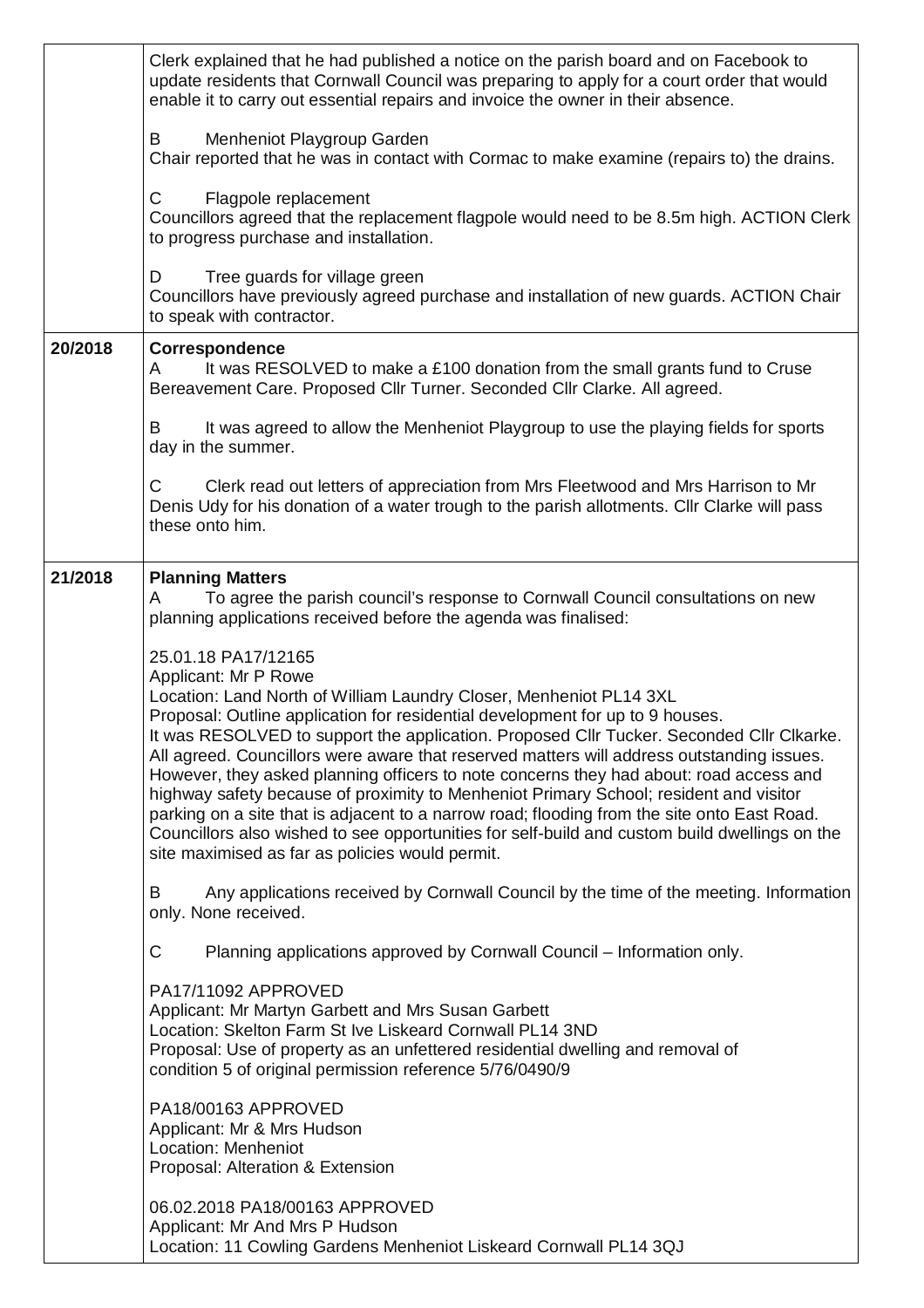| | |
|---|---|
| | Clerk explained that he had published a notice on the parish board and on Facebook to update residents that Cornwall Council was preparing to apply for a court order that would enable it to carry out essential repairs and invoice the owner in their absence.<br><br>B Menheniot Playgroup Garden<br>Chair reported that he was in contact with Cormac to make examine (repairs to) the drains.<br><br>C Flagpole replacement<br>Councillors agreed that the replacement flagpole would need to be 8.5m high. ACTION Clerk to progress purchase and installation.<br><br>D Tree guards for village green<br>Councillors have previously agreed purchase and installation of new guards. ACTION Chair to speak with contractor. |
| 20/2018 | **Correspondence**<br>A It was RESOLVED to make a £100 donation from the small grants fund to Cruse Bereavement Care. Proposed Cllr Turner. Seconded Cllr Clarke. All agreed.<br><br>B It was agreed to allow the Menheniot Playgroup to use the playing fields for sports day in the summer.<br><br>C Clerk read out letters of appreciation from Mrs Fleetwood and Mrs Harrison to Mr Denis Udy for his donation of a water trough to the parish allotments. Cllr Clarke will pass these onto him. |
| 21/2018 | **Planning Matters**<br>A To agree the parish council's response to Cornwall Council consultations on new planning applications received before the agenda was finalised:<br><br>25.01.18 PA17/12165<br>Applicant: Mr P Rowe<br>Location: Land North of William Laundry Closer, Menheniot PL14 3XL<br>Proposal: Outline application for residential development for up to 9 houses.<br>It was RESOLVED to support the application. Proposed Cllr Tucker. Seconded Cllr Clkarke. All agreed. Councillors were aware that reserved matters will address outstanding issues. However, they asked planning officers to note concerns they had about: road access and highway safety because of proximity to Menheniot Primary School; resident and visitor parking on a site that is adjacent to a narrow road; flooding from the site onto East Road. Councillors also wished to see opportunities for self-build and custom build dwellings on the site maximised as far as policies would permit.<br><br>B Any applications received by Cornwall Council by the time of the meeting. Information only. None received.<br><br>C Planning applications approved by Cornwall Council – Information only.<br><br>PA17/11092 APPROVED<br>Applicant: Mr Martyn Garbett and Mrs Susan Garbett<br>Location: Skelton Farm St Ive Liskeard Cornwall PL14 3ND<br>Proposal: Use of property as an unfettered residential dwelling and removal of condition 5 of original permission reference 5/76/0490/9<br><br>PA18/00163 APPROVED<br>Applicant: Mr & Mrs Hudson<br>Location: Menheniot<br>Proposal: Alteration & Extension<br><br>06.02.2018 PA18/00163 APPROVED<br>Applicant: Mr And Mrs P Hudson<br>Location: 11 Cowling Gardens Menheniot Liskeard Cornwall PL14 3QJ |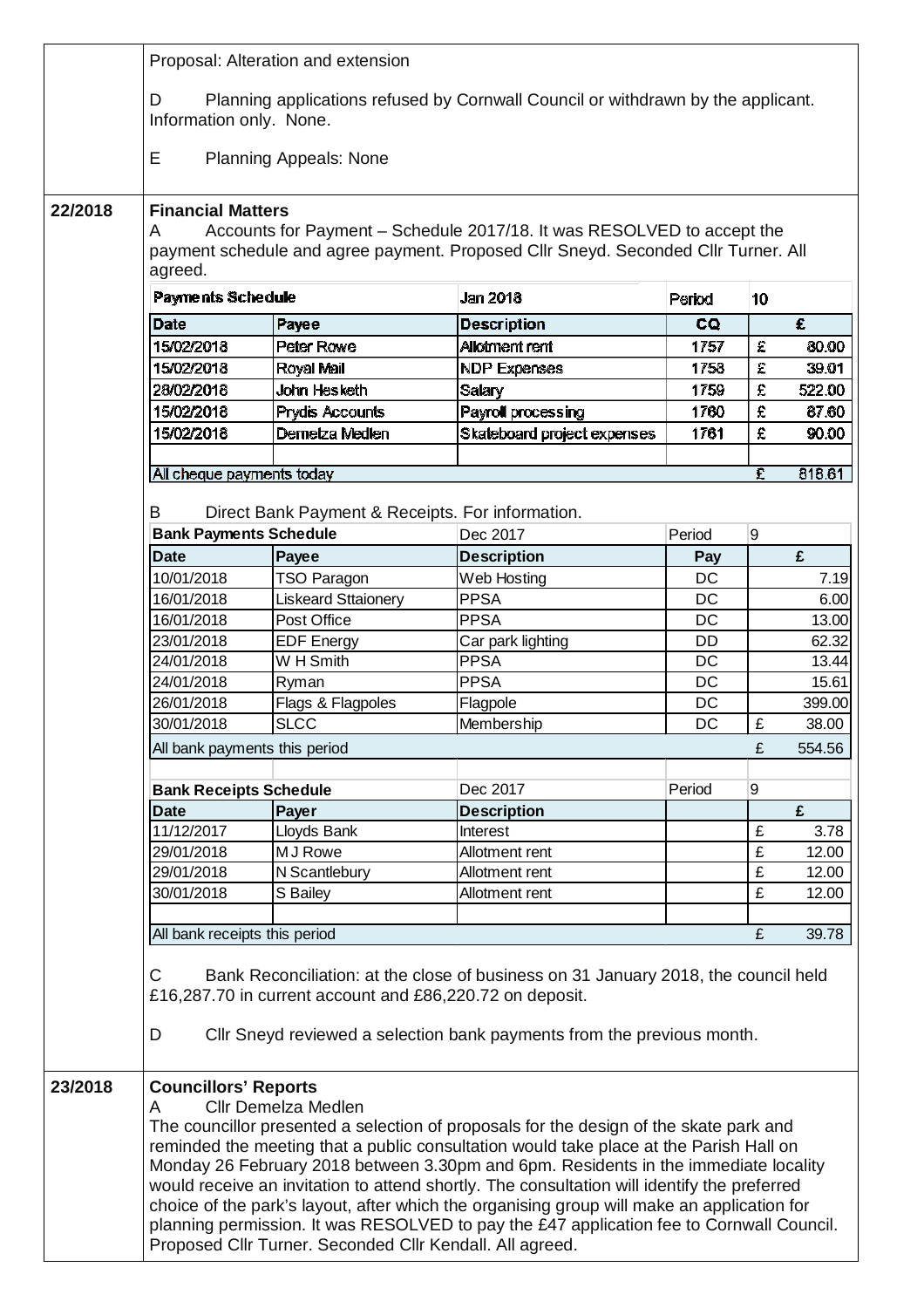Proposal: Alteration and extension

D Planning applications refused by Cornwall Council or withdrawn by the applicant. Information only. None.

E Planning Appeals: None

**22/2018** **Financial Matters**

A Accounts for Payment – Schedule 2017/18. It was RESOLVED to accept the payment schedule and agree payment. Proposed Cllr Sneyd. Seconded Cllr Turner. All agreed.

| Payments Schedule | | Jan 2018 | Period | 10 |
|---|---|---|---|---|
| **Date** | **Payee** | **Description** | **CQ** | **£** |
| 15/02/2018 | Peter Rowe | Allotment rent | 1757 | £ 80.00 |
| 15/02/2018 | Royal Mail | NDP Expenses | 1758 | £ 39.01 |
| 28/02/2018 | John Hesketh | Salary | 1759 | £ 522.00 |
| 15/02/2018 | Prydis Accounts | Payroll processing | 1760 | £ 87.60 |
| 15/02/2018 | Demelza Medlen | Skateboard project expenses | 1761 | £ 90.00 |
| | | | | |
| All cheque payments today | | | | £ 818.61 |

B Direct Bank Payment & Receipts. For information.

| Bank Payments Schedule | | Dec 2017 | Period | 9 |
|---|---|---|---|---|
| **Date** | **Payee** | **Description** | **Pay** | **£** |
| 10/01/2018 | TSO Paragon | Web Hosting | DC | 7.19 |
| 16/01/2018 | Liskeard Sttaionery | PPSA | DC | 6.00 |
| 16/01/2018 | Post Office | PPSA | DC | 13.00 |
| 23/01/2018 | EDF Energy | Car park lighting | DD | 62.32 |
| 24/01/2018 | W H Smith | PPSA | DC | 13.44 |
| 24/01/2018 | Ryman | PPSA | DC | 15.61 |
| 26/01/2018 | Flags & Flagpoles | Flagpole | DC | 399.00 |
| 30/01/2018 | SLCC | Membership | DC | £ 38.00 |
| All bank payments this period | | | | £ 554.56 |

| Bank Receipts Schedule | | Dec 2017 | Period | 9 |
|---|---|---|---|---|
| **Date** | **Payer** | **Description** | | **£** |
| 11/12/2017 | Lloyds Bank | Interest | | £ 3.78 |
| 29/01/2018 | M J Rowe | Allotment rent | | £ 12.00 |
| 29/01/2018 | N Scantlebury | Allotment rent | | £ 12.00 |
| 30/01/2018 | S Bailey | Allotment rent | | £ 12.00 |
| | | | | |
| All bank receipts this period | | | | £ 39.78 |

C Bank Reconciliation: at the close of business on 31 January 2018, the council held £16,287.70 in current account and £86,220.72 on deposit.

D Cllr Sneyd reviewed a selection bank payments from the previous month.

**23/2018** **Councillors' Reports**

A Cllr Demelza Medlen

The councillor presented a selection of proposals for the design of the skate park and reminded the meeting that a public consultation would take place at the Parish Hall on Monday 26 February 2018 between 3.30pm and 6pm. Residents in the immediate locality would receive an invitation to attend shortly. The consultation will identify the preferred choice of the park's layout, after which the organising group will make an application for planning permission. It was RESOLVED to pay the £47 application fee to Cornwall Council. Proposed Cllr Turner. Seconded Cllr Kendall. All agreed.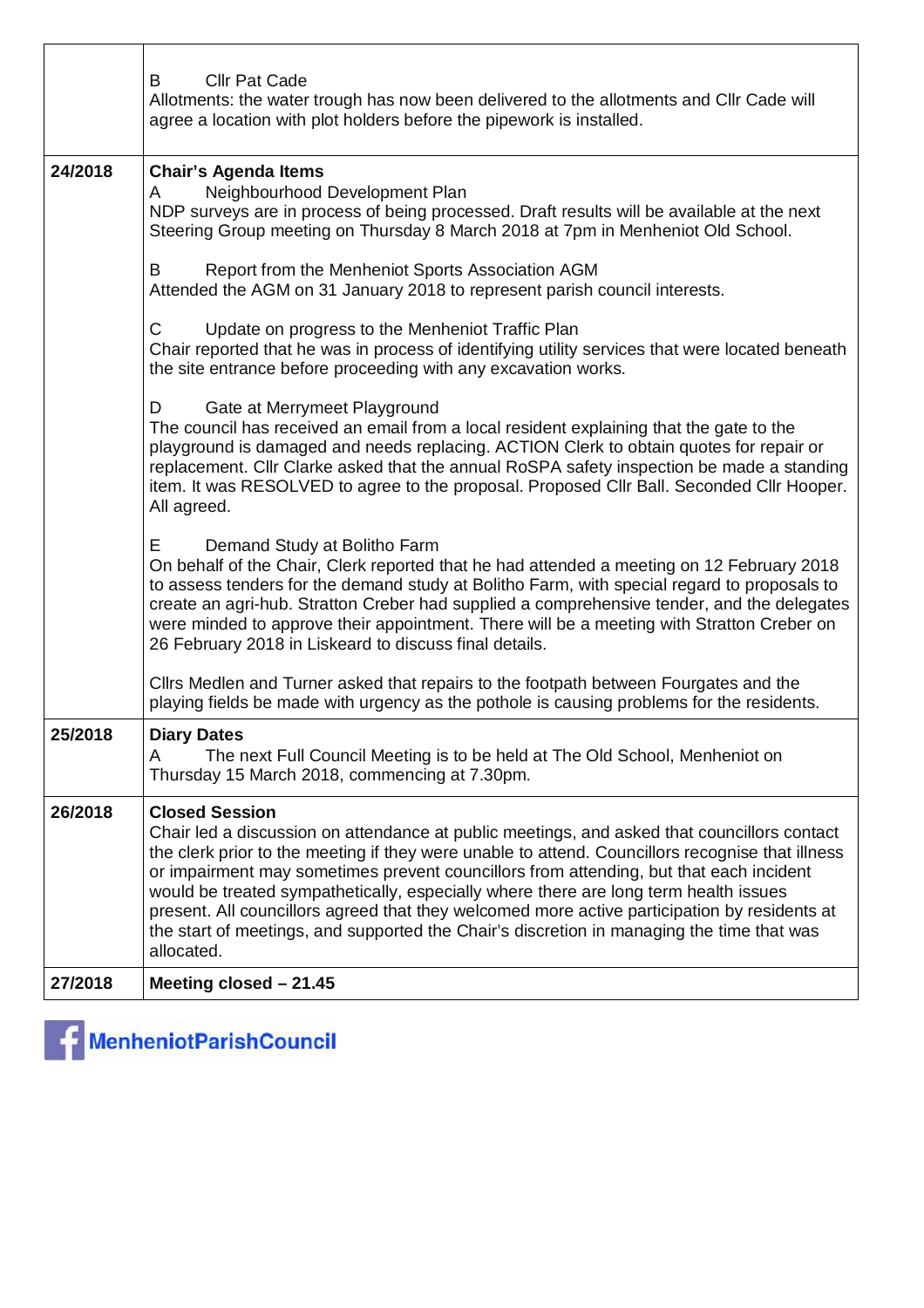| | |
|---|---|
| | B Cllr Pat Cade<br>Allotments: the water trough has now been delivered to the allotments and Cllr Cade will agree a location with plot holders before the pipework is installed. |
| **24/2018** | **Chair's Agenda Items**<br>A Neighbourhood Development Plan<br>NDP surveys are in process of being processed. Draft results will be available at the next Steering Group meeting on Thursday 8 March 2018 at 7pm in Menheniot Old School.<br><br>B Report from the Menheniot Sports Association AGM<br>Attended the AGM on 31 January 2018 to represent parish council interests.<br><br>C Update on progress to the Menheniot Traffic Plan<br>Chair reported that he was in process of identifying utility services that were located beneath the site entrance before proceeding with any excavation works.<br><br>D Gate at Merrymeet Playground<br>The council has received an email from a local resident explaining that the gate to the playground is damaged and needs replacing. ACTION Clerk to obtain quotes for repair or replacement. Cllr Clarke asked that the annual RoSPA safety inspection be made a standing item. It was RESOLVED to agree to the proposal. Proposed Cllr Ball. Seconded Cllr Hooper. All agreed.<br><br>E Demand Study at Bolitho Farm<br>On behalf of the Chair, Clerk reported that he had attended a meeting on 12 February 2018 to assess tenders for the demand study at Bolitho Farm, with special regard to proposals to create an agri-hub. Stratton Creber had supplied a comprehensive tender, and the delegates were minded to approve their appointment. There will be a meeting with Stratton Creber on 26 February 2018 in Liskeard to discuss final details.<br><br>Cllrs Medlen and Turner asked that repairs to the footpath between Fourgates and the playing fields be made with urgency as the pothole is causing problems for the residents. |
| **25/2018** | **Diary Dates**<br>A The next Full Council Meeting is to be held at The Old School, Menheniot on Thursday 15 March 2018, commencing at 7.30pm. |
| **26/2018** | **Closed Session**<br>Chair led a discussion on attendance at public meetings, and asked that councillors contact the clerk prior to the meeting if they were unable to attend. Councillors recognise that illness or impairment may sometimes prevent councillors from attending, but that each incident would be treated sympathetically, especially where there are long term health issues present. All councillors agreed that they welcomed more active participation by residents at the start of meetings, and supported the Chair's discretion in managing the time that was allocated. |
| **27/2018** | **Meeting closed – 21.45** |

MenheniotParishCouncil